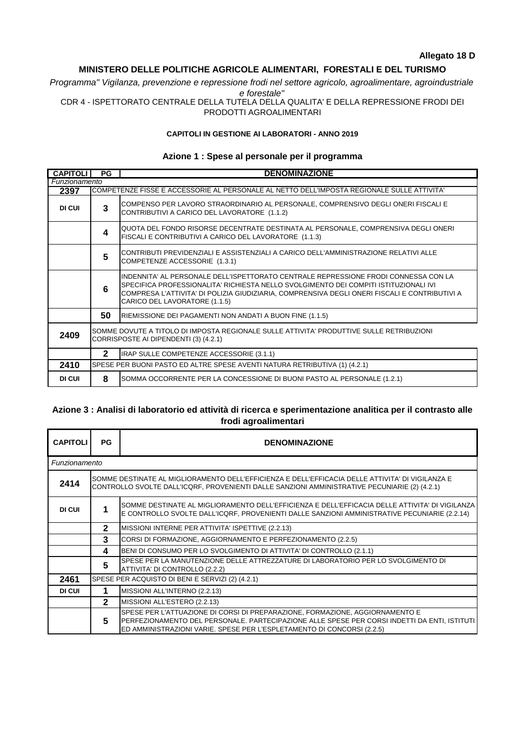**Allegato 18 D**

**MINISTERO DELLE POLITICHE AGRICOLE ALIMENTARI, FORESTALI E DEL TURISMO**

*Programma" Vigilanza, prevenzione e repressione frodi nel settore agricolo, agroalimentare, agroindustriale e forestale"*

CDR 4 - ISPETTORATO CENTRALE DELLA TUTELA DELLA QUALITA' E DELLA REPRESSIONE FRODI DEI PRODOTTI AGROALIMENTARI

**CAPITOLI IN GESTIONE AI LABORATORI - ANNO 2019**

### Azione 1 : Spese al personale per il programma

| CAPITOLI | PG | DENOMINAZIONE |
|---|---|---|
| *Funzionamento* | | |
| **2397** | | COMPETENZE FISSE E ACCESSORIE AL PERSONALE AL NETTO DELL'IMPOSTA REGIONALE SULLE ATTIVITA' |
| **DI CUI** | **3** | COMPENSO PER LAVORO STRAORDINARIO AL PERSONALE, COMPRENSIVO DEGLI ONERI FISCALI E CONTRIBUTIVI A CARICO DEL LAVORATORE (1.1.2) |
| | **4** | QUOTA DEL FONDO RISORSE DECENTRATE DESTINATA AL PERSONALE, COMPRENSIVA DEGLI ONERI FISCALI E CONTRIBUTIVI A CARICO DEL LAVORATORE (1.1.3) |
| | **5** | CONTRIBUTI PREVIDENZIALI E ASSISTENZIALI A CARICO DELL'AMMINISTRAZIONE RELATIVI ALLE COMPETENZE ACCESSORIE (1.3.1) |
| | **6** | INDENNITA' AL PERSONALE DELL'ISPETTORATO CENTRALE REPRESSIONE FRODI CONNESSA CON LA SPECIFICA PROFESSIONALITA' RICHIESTA NELLO SVOLGIMENTO DEI COMPITI ISTITUZIONALI IVI COMPRESA L'ATTIVITA' DI POLIZIA GIUDIZIARIA, COMPRENSIVA DEGLI ONERI FISCALI E CONTRIBUTIVI A CARICO DEL LAVORATORE (1.1.5) |
| | **50** | RIEMISSIONE DEI PAGAMENTI NON ANDATI A BUON FINE (1.1.5) |
| **2409** | | SOMME DOVUTE A TITOLO DI IMPOSTA REGIONALE SULLE ATTIVITA' PRODUTTIVE SULLE RETRIBUZIONI CORRISPOSTE AI DIPENDENTI (3) (4.2.1) |
| | **2** | IRAP SULLE COMPETENZE ACCESSORIE (3.1.1) |
| **2410** | | SPESE PER BUONI PASTO ED ALTRE SPESE AVENTI NATURA RETRIBUTIVA (1) (4.2.1) |
| **DI CUI** | **8** | SOMMA OCCORRENTE PER LA CONCESSIONE DI BUONI PASTO AL PERSONALE (1.2.1) |

### Azione 3 : Analisi di laboratorio ed attività di ricerca e sperimentazione analitica per il contrasto alle frodi agroalimentari

| CAPITOLI | PG | DENOMINAZIONE |
|---|---|---|
| *Funzionamento* | | |
| **2414** | | SOMME DESTINATE AL MIGLIORAMENTO DELL'EFFICIENZA E DELL'EFFICACIA DELLE ATTIVITA' DI VIGILANZA E CONTROLLO SVOLTE DALL'ICQRF, PROVENIENTI DALLE SANZIONI AMMINISTRATIVE PECUNIARIE (2) (4.2.1) |
| **DI CUI** | **1** | SOMME DESTINATE AL MIGLIORAMENTO DELL'EFFICIENZA E DELL'EFFICACIA DELLE ATTIVITA' DI VIGILANZA E CONTROLLO SVOLTE DALL'ICQRF, PROVENIENTI DALLE SANZIONI AMMINISTRATIVE PECUNIARIE (2.2.14) |
| | **2** | MISSIONI INTERNE PER ATTIVITA' ISPETTIVE (2.2.13) |
| | **3** | CORSI DI FORMAZIONE, AGGIORNAMENTO E PERFEZIONAMENTO (2.2.5) |
| | **4** | BENI DI CONSUMO PER LO SVOLGIMENTO DI ATTIVITA' DI CONTROLLO (2.1.1) |
| | **5** | SPESE PER LA MANUTENZIONE DELLE ATTREZZATURE DI LABORATORIO PER LO SVOLGIMENTO DI ATTIVITA' DI CONTROLLO (2.2.2) |
| **2461** | | SPESE PER ACQUISTO DI BENI E SERVIZI (2) (4.2.1) |
| **DI CUI** | **1** | MISSIONI ALL'INTERNO (2.2.13) |
| | **2** | MISSIONI ALL'ESTERO (2.2.13) |
| | **5** | SPESE PER L'ATTUAZIONE DI CORSI DI PREPARAZIONE, FORMAZIONE, AGGIORNAMENTO E PERFEZIONAMENTO DEL PERSONALE. PARTECIPAZIONE ALLE SPESE PER CORSI INDETTI DA ENTI, ISTITUTI ED AMMINISTRAZIONI VARIE. SPESE PER L'ESPLETAMENTO DI CONCORSI (2.2.5) |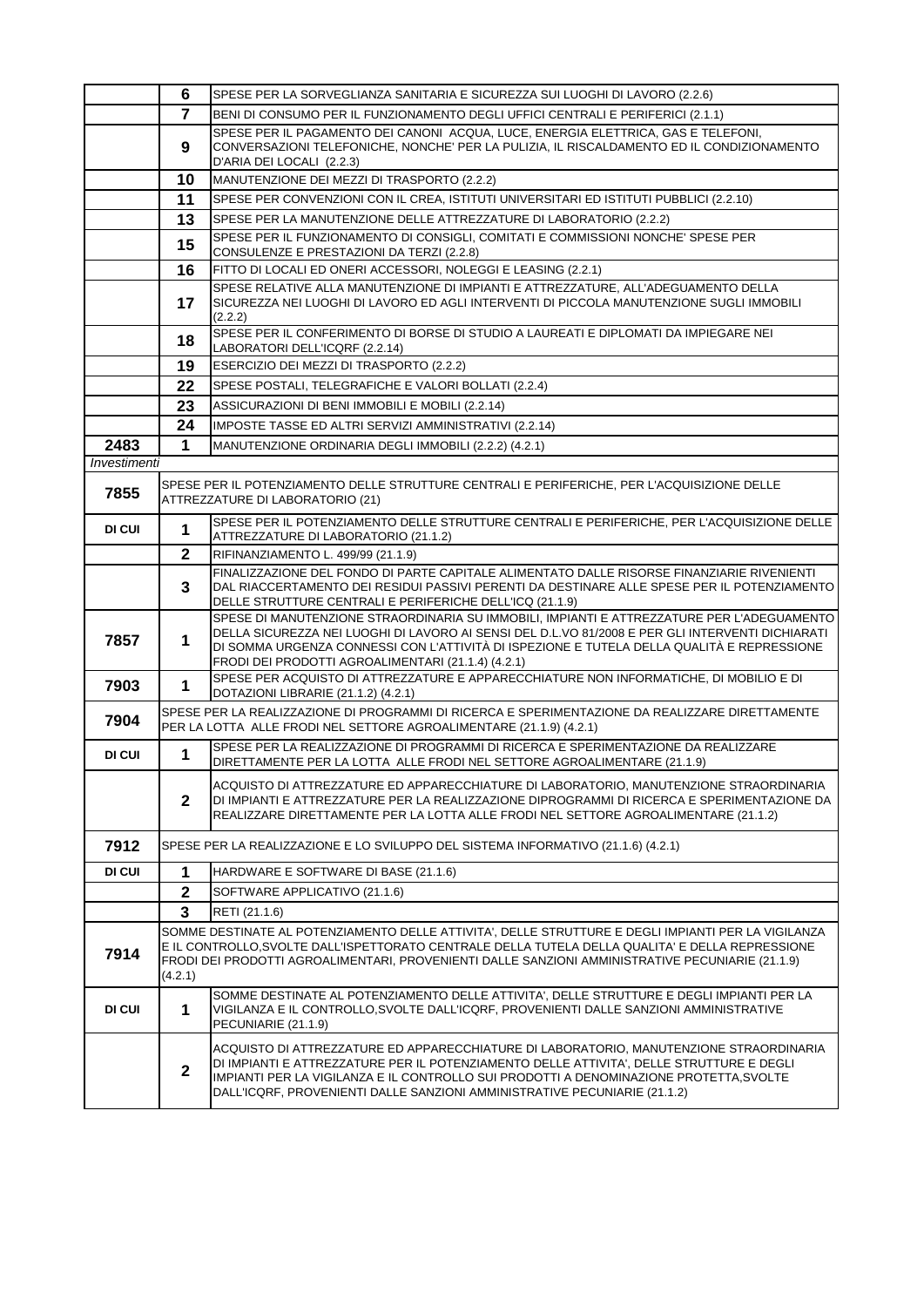| | | |
|---|---|---|
| | **6** | SPESE PER LA SORVEGLIANZA SANITARIA E SICUREZZA SUI LUOGHI DI LAVORO (2.2.6) |
| | **7** | BENI DI CONSUMO PER IL FUNZIONAMENTO DEGLI UFFICI CENTRALI E PERIFERICI (2.1.1) |
| | **9** | SPESE PER IL PAGAMENTO DEI CANONI ACQUA, LUCE, ENERGIA ELETTRICA, GAS E TELEFONI, CONVERSAZIONI TELEFONICHE, NONCHE' PER LA PULIZIA, IL RISCALDAMENTO ED IL CONDIZIONAMENTO D'ARIA DEI LOCALI (2.2.3) |
| | **10** | MANUTENZIONE DEI MEZZI DI TRASPORTO (2.2.2) |
| | **11** | SPESE PER CONVENZIONI CON IL CREA, ISTITUTI UNIVERSITARI ED ISTITUTI PUBBLICI (2.2.10) |
| | **13** | SPESE PER LA MANUTENZIONE DELLE ATTREZZATURE DI LABORATORIO (2.2.2) |
| | **15** | SPESE PER IL FUNZIONAMENTO DI CONSIGLI, COMITATI E COMMISSIONI NONCHE' SPESE PER CONSULENZE E PRESTAZIONI DA TERZI (2.2.8) |
| | **16** | FITTO DI LOCALI ED ONERI ACCESSORI, NOLEGGI E LEASING (2.2.1) |
| | **17** | SPESE RELATIVE ALLA MANUTENZIONE DI IMPIANTI E ATTREZZATURE, ALL'ADEGUAMENTO DELLA SICUREZZA NEI LUOGHI DI LAVORO ED AGLI INTERVENTI DI PICCOLA MANUTENZIONE SUGLI IMMOBILI (2.2.2) |
| | **18** | SPESE PER IL CONFERIMENTO DI BORSE DI STUDIO A LAUREATI E DIPLOMATI DA IMPIEGARE NEI LABORATORI DELL'ICQRF (2.2.14) |
| | **19** | ESERCIZIO DEI MEZZI DI TRASPORTO (2.2.2) |
| | **22** | SPESE POSTALI, TELEGRAFICHE E VALORI BOLLATI (2.2.4) |
| | **23** | ASSICURAZIONI DI BENI IMMOBILI E MOBILI (2.2.14) |
| | **24** | IMPOSTE TASSE ED ALTRI SERVIZI AMMINISTRATIVI (2.2.14) |
| **2483** | **1** | MANUTENZIONE ORDINARIA DEGLI IMMOBILI (2.2.2) (4.2.1) |
| *Investimenti* | | |
| **7855** | SPESE PER IL POTENZIAMENTO DELLE STRUTTURE CENTRALI E PERIFERICHE, PER L'ACQUISIZIONE DELLE ATTREZZATURE DI LABORATORIO (21) | |
| **DI CUI** | **1** | SPESE PER IL POTENZIAMENTO DELLE STRUTTURE CENTRALI E PERIFERICHE, PER L'ACQUISIZIONE DELLE ATTREZZATURE DI LABORATORIO (21.1.2) |
| | **2** | RIFINANZIAMENTO L. 499/99 (21.1.9) |
| | **3** | FINALIZZAZIONE DEL FONDO DI PARTE CAPITALE ALIMENTATO DALLE RISORSE FINANZIARIE RIVENIENTI DAL RIACCERTAMENTO DEI RESIDUI PASSIVI PERENTI DA DESTINARE ALLE SPESE PER IL POTENZIAMENTO DELLE STRUTTURE CENTRALI E PERIFERICHE DELL'ICQ (21.1.9) |
| **7857** | **1** | SPESE DI MANUTENZIONE STRAORDINARIA SU IMMOBILI, IMPIANTI E ATTREZZATURE PER L'ADEGUAMENTO DELLA SICUREZZA NEI LUOGHI DI LAVORO AI SENSI DEL D.L.VO 81/2008 E PER GLI INTERVENTI DICHIARATI DI SOMMA URGENZA CONNESSI CON L'ATTIVITÀ DI ISPEZIONE E TUTELA DELLA QUALITÀ E REPRESSIONE FRODI DEI PRODOTTI AGROALIMENTARI (21.1.4) (4.2.1) |
| **7903** | **1** | SPESE PER ACQUISTO DI ATTREZZATURE E APPARECCHIATURE NON INFORMATICHE, DI MOBILIO E DI DOTAZIONI LIBRARIE (21.1.2) (4.2.1) |
| **7904** | SPESE PER LA REALIZZAZIONE DI PROGRAMMI DI RICERCA E SPERIMENTAZIONE DA REALIZZARE DIRETTAMENTE PER LA LOTTA ALLE FRODI NEL SETTORE AGROALIMENTARE (21.1.9) (4.2.1) | |
| **DI CUI** | **1** | SPESE PER LA REALIZZAZIONE DI PROGRAMMI DI RICERCA E SPERIMENTAZIONE DA REALIZZARE DIRETTAMENTE PER LA LOTTA ALLE FRODI NEL SETTORE AGROALIMENTARE (21.1.9) |
| | **2** | ACQUISTO DI ATTREZZATURE ED APPARECCHIATURE DI LABORATORIO, MANUTENZIONE STRAORDINARIA DI IMPIANTI E ATTREZZATURE PER LA REALIZZAZIONE DIPROGRAMMI DI RICERCA E SPERIMENTAZIONE DA REALIZZARE DIRETTAMENTE PER LA LOTTA ALLE FRODI NEL SETTORE AGROALIMENTARE (21.1.2) |
| **7912** | SPESE PER LA REALIZZAZIONE E LO SVILUPPO DEL SISTEMA INFORMATIVO (21.1.6) (4.2.1) | |
| **DI CUI** | **1** | HARDWARE E SOFTWARE DI BASE (21.1.6) |
| | **2** | SOFTWARE APPLICATIVO (21.1.6) |
| | **3** | RETI (21.1.6) |
| **7914** | SOMME DESTINATE AL POTENZIAMENTO DELLE ATTIVITA', DELLE STRUTTURE E DEGLI IMPIANTI PER LA VIGILANZA E IL CONTROLLO,SVOLTE DALL'ISPETTORATO CENTRALE DELLA TUTELA DELLA QUALITA' E DELLA REPRESSIONE FRODI DEI PRODOTTI AGROALIMENTARI, PROVENIENTI DALLE SANZIONI AMMINISTRATIVE PECUNIARIE (21.1.9) (4.2.1) | |
| **DI CUI** | **1** | SOMME DESTINATE AL POTENZIAMENTO DELLE ATTIVITA', DELLE STRUTTURE E DEGLI IMPIANTI PER LA VIGILANZA E IL CONTROLLO,SVOLTE DALL'ICQRF, PROVENIENTI DALLE SANZIONI AMMINISTRATIVE PECUNIARIE (21.1.9) |
| | **2** | ACQUISTO DI ATTREZZATURE ED APPARECCHIATURE DI LABORATORIO, MANUTENZIONE STRAORDINARIA DI IMPIANTI E ATTREZZATURE PER IL POTENZIAMENTO DELLE ATTIVITA', DELLE STRUTTURE E DEGLI IMPIANTI PER LA VIGILANZA E IL CONTROLLO SUI PRODOTTI A DENOMINAZIONE PROTETTA,SVOLTE DALL'ICQRF, PROVENIENTI DALLE SANZIONI AMMINISTRATIVE PECUNIARIE (21.1.2) |